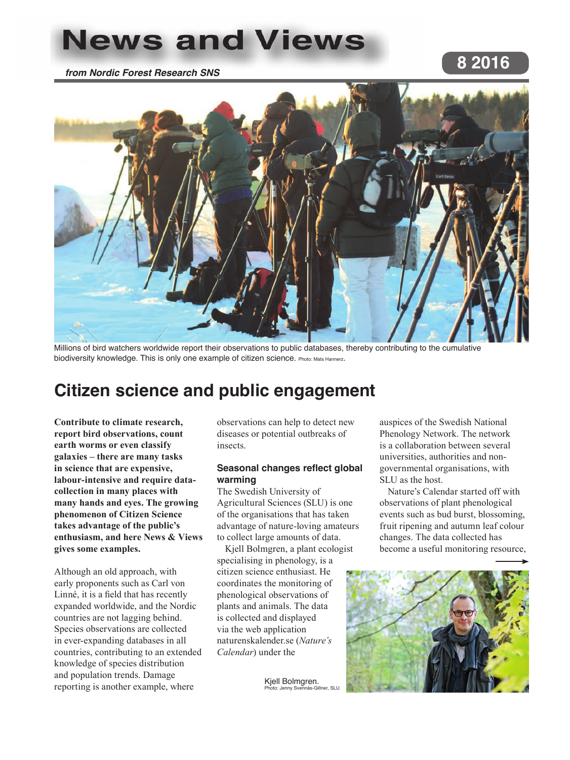# News and Views

*from Nordic Forest Research SNS*

**8 2016**

Millions of bird watchers worldwide report their observations to public databases, thereby contributing to the cumulative biodiversity knowledge. This is only one example of citizen science. Photo: Mats Hannerz.

## Citizen science and public engagement

**Contribute to climate research, report bird observations, count earth worms or even classify galaxies – there are many tasks in science that are expensive, labour-intensive and require data-collection in many places with many hands and eyes. The growing phenomenon of Citizen Science takes advantage of the public's enthusiasm, and here News & Views gives some examples.**

Although an old approach, with early proponents such as Carl von Linné, it is a field that has recently expanded worldwide, and the Nordic countries are not lagging behind. Species observations are collected in ever-expanding databases in all countries, contributing to an extended knowledge of species distribution and population trends. Damage reporting is another example, where observations can help to detect new diseases or potential outbreaks of insects.

### Seasonal changes reflect global warming

The Swedish University of Agricultural Sciences (SLU) is one of the organisations that has taken advantage of nature-loving amateurs to collect large amounts of data.

Kjell Bolmgren, a plant ecologist specialising in phenology, is a citizen science enthusiast. He coordinates the monitoring of phenological observations of plants and animals. The data is collected and displayed via the web application naturenskalender.se (*Nature's Calendar*) under the auspices of the Swedish National Phenology Network. The network is a collaboration between several universities, authorities and non-governmental organisations, with SLU as the host.

Nature's Calendar started off with observations of plant phenological events such as bud burst, blossoming, fruit ripening and autumn leaf colour changes. The data collected has become a useful monitoring resource,

Kjell Bolmgren. Photo: Jenny Svennås-Gillner, SLU.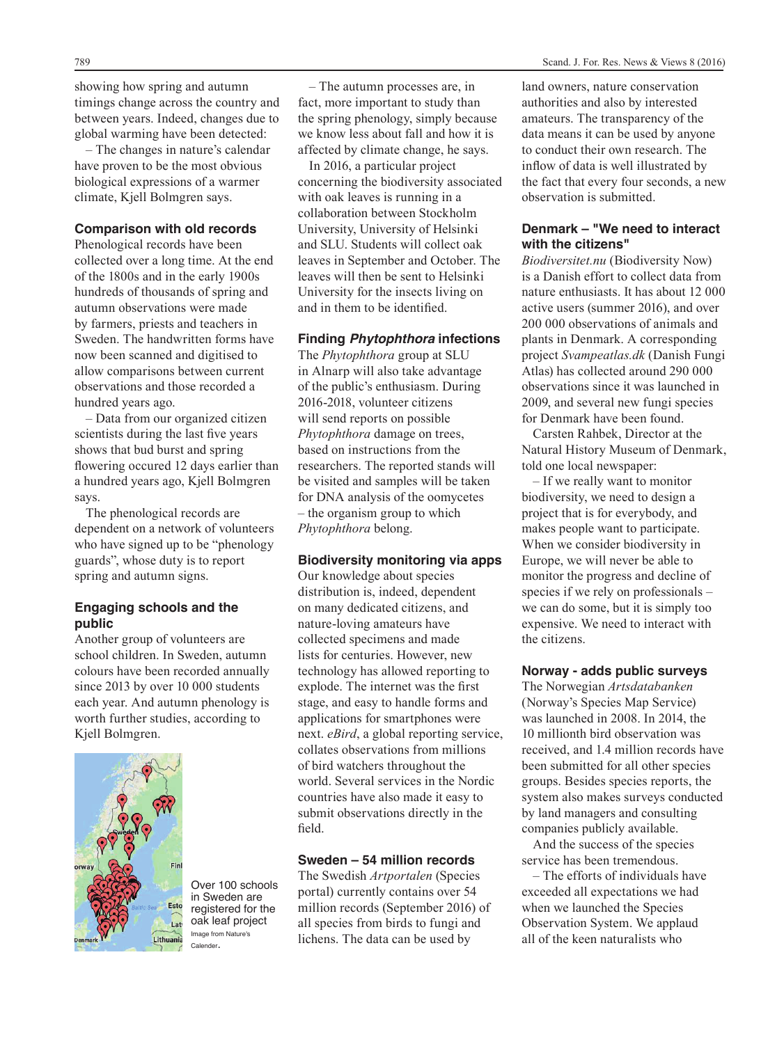showing how spring and autumn timings change across the country and between years. Indeed, changes due to global warming have been detected:

– The changes in nature's calendar have proven to be the most obvious biological expressions of a warmer climate, Kjell Bolmgren says.

### Comparison with old records

Phenological records have been collected over a long time. At the end of the 1800s and in the early 1900s hundreds of thousands of spring and autumn observations were made by farmers, priests and teachers in Sweden. The handwritten forms have now been scanned and digitised to allow comparisons between current observations and those recorded a hundred years ago.

– Data from our organized citizen scientists during the last five years shows that bud burst and spring flowering occured 12 days earlier than a hundred years ago, Kjell Bolmgren says.

The phenological records are dependent on a network of volunteers who have signed up to be "phenology guards", whose duty is to report spring and autumn signs.

### Engaging schools and the public

Another group of volunteers are school children. In Sweden, autumn colours have been recorded annually since 2013 by over 10 000 students each year. And autumn phenology is worth further studies, according to Kjell Bolmgren.

Over 100 schools in Sweden are registered for the oak leaf project
Image from Nature's Calender.

– The autumn processes are, in fact, more important to study than the spring phenology, simply because we know less about fall and how it is affected by climate change, he says.

In 2016, a particular project concerning the biodiversity associated with oak leaves is running in a collaboration between Stockholm University, University of Helsinki and SLU. Students will collect oak leaves in September and October. The leaves will then be sent to Helsinki University for the insects living on and in them to be identified.

### Finding *Phytophthora* infections

The *Phytophthora* group at SLU in Alnarp will also take advantage of the public's enthusiasm. During 2016-2018, volunteer citizens will send reports on possible *Phytophthora* damage on trees, based on instructions from the researchers. The reported stands will be visited and samples will be taken for DNA analysis of the oomycetes – the organism group to which *Phytophthora* belong.

### Biodiversity monitoring via apps

Our knowledge about species distribution is, indeed, dependent on many dedicated citizens, and nature-loving amateurs have collected specimens and made lists for centuries. However, new technology has allowed reporting to explode. The internet was the first stage, and easy to handle forms and applications for smartphones were next. *eBird*, a global reporting service, collates observations from millions of bird watchers throughout the world. Several services in the Nordic countries have also made it easy to submit observations directly in the field.

### Sweden – 54 million records

The Swedish *Artportalen* (Species portal) currently contains over 54 million records (September 2016) of all species from birds to fungi and lichens. The data can be used by land owners, nature conservation authorities and also by interested amateurs. The transparency of the data means it can be used by anyone to conduct their own research. The inflow of data is well illustrated by the fact that every four seconds, a new observation is submitted.

### Denmark – "We need to interact with the citizens"

*Biodiversitet.nu* (Biodiversity Now) is a Danish effort to collect data from nature enthusiasts. It has about 12 000 active users (summer 2016), and over 200 000 observations of animals and plants in Denmark. A corresponding project *Svampeatlas.dk* (Danish Fungi Atlas) has collected around 290 000 observations since it was launched in 2009, and several new fungi species for Denmark have been found.

Carsten Rahbek, Director at the Natural History Museum of Denmark, told one local newspaper:

– If we really want to monitor biodiversity, we need to design a project that is for everybody, and makes people want to participate. When we consider biodiversity in Europe, we will never be able to monitor the progress and decline of species if we rely on professionals – we can do some, but it is simply too expensive. We need to interact with the citizens.

### Norway - adds public surveys

The Norwegian *Artsdatabanken* (Norway's Species Map Service) was launched in 2008. In 2014, the 10 millionth bird observation was received, and 1.4 million records have been submitted for all other species groups. Besides species reports, the system also makes surveys conducted by land managers and consulting companies publicly available.

And the success of the species service has been tremendous.

– The efforts of individuals have exceeded all expectations we had when we launched the Species Observation System. We applaud all of the keen naturalists who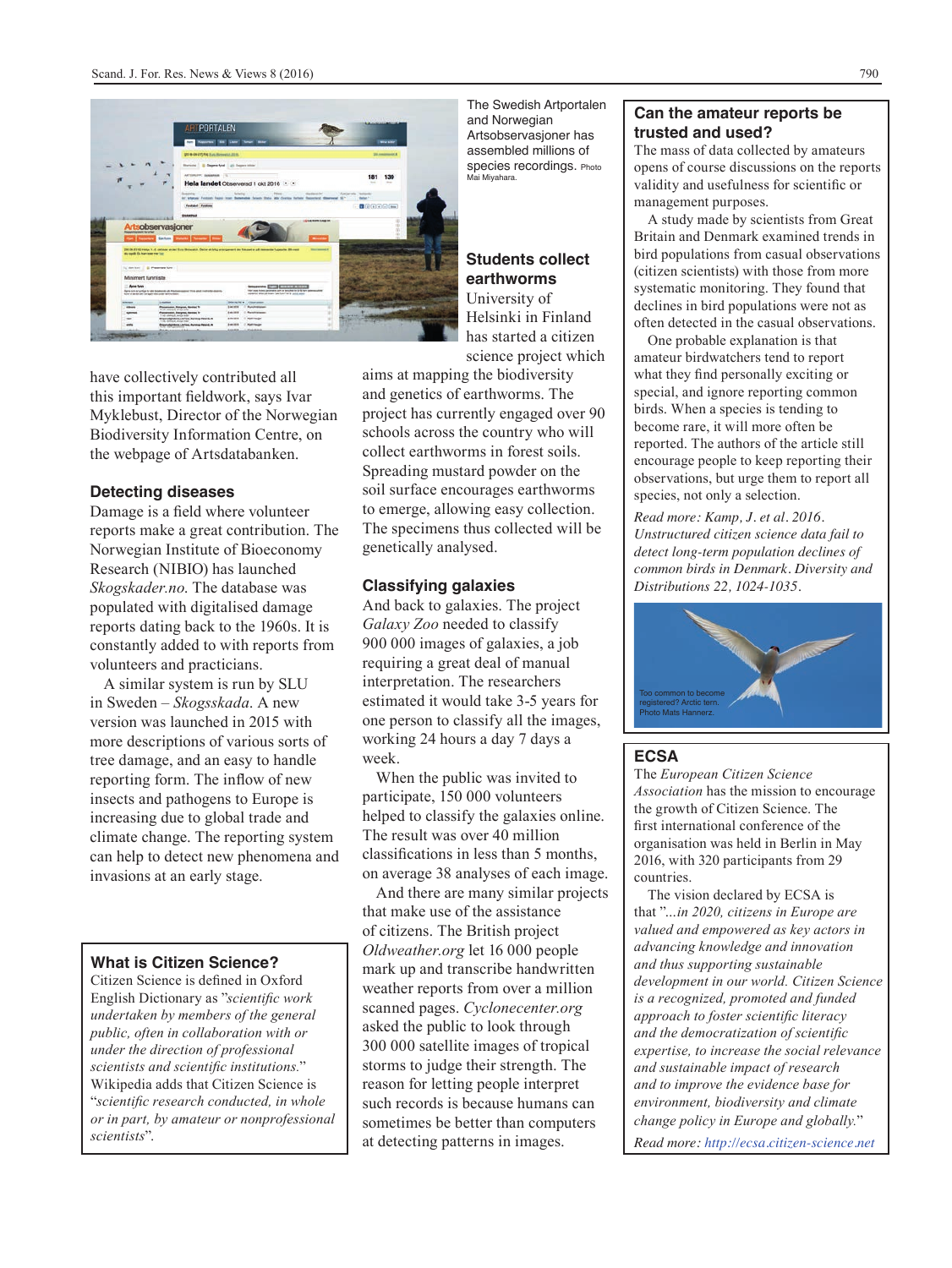The Swedish Artportalen and Norwegian Artsobservasjoner has assembled millions of species recordings. Photo Mai Miyahara.

have collectively contributed all this important fieldwork, says Ivar Myklebust, Director of the Norwegian Biodiversity Information Centre, on the webpage of Artsdatabanken.

### Detecting diseases

Damage is a field where volunteer reports make a great contribution. The Norwegian Institute of Bioeconomy Research (NIBIO) has launched *Skogskader.no*. The database was populated with digitalised damage reports dating back to the 1960s. It is constantly added to with reports from volunteers and practicians.

A similar system is run by SLU in Sweden – *Skogsskada*. A new version was launched in 2015 with more descriptions of various sorts of tree damage, and an easy to handle reporting form. The inflow of new insects and pathogens to Europe is increasing due to global trade and climate change. The reporting system can help to detect new phenomena and invasions at an early stage.

### What is Citizen Science?

Citizen Science is defined in Oxford English Dictionary as "*scientific work undertaken by members of the general public, often in collaboration with or under the direction of professional scientists and scientific institutions.*" Wikipedia adds that Citizen Science is "*scientific research conducted, in whole or in part, by amateur or nonprofessional scientists*".

### Students collect earthworms

University of Helsinki in Finland has started a citizen science project which aims at mapping the biodiversity and genetics of earthworms. The project has currently engaged over 90 schools across the country who will collect earthworms in forest soils. Spreading mustard powder on the soil surface encourages earthworms to emerge, allowing easy collection. The specimens thus collected will be genetically analysed.

### Classifying galaxies

And back to galaxies. The project *Galaxy Zoo* needed to classify 900 000 images of galaxies, a job requiring a great deal of manual interpretation. The researchers estimated it would take 3-5 years for one person to classify all the images, working 24 hours a day 7 days a week.

When the public was invited to participate, 150 000 volunteers helped to classify the galaxies online. The result was over 40 million classifications in less than 5 months, on average 38 analyses of each image.

And there are many similar projects that make use of the assistance of citizens. The British project *Oldweather.org* let 16 000 people mark up and transcribe handwritten weather reports from over a million scanned pages. *Cyclonecenter.org* asked the public to look through 300 000 satellite images of tropical storms to judge their strength. The reason for letting people interpret such records is because humans can sometimes be better than computers at detecting patterns in images.

### Can the amateur reports be trusted and used?

The mass of data collected by amateurs opens of course discussions on the reports validity and usefulness for scientific or management purposes.

A study made by scientists from Great Britain and Denmark examined trends in bird populations from casual observations (citizen scientists) with those from more systematic monitoring. They found that declines in bird populations were not as often detected in the casual observations.

One probable explanation is that amateur birdwatchers tend to report what they find personally exciting or special, and ignore reporting common birds. When a species is tending to become rare, it will more often be reported. The authors of the article still encourage people to keep reporting their observations, but urge them to report all species, not only a selection.

*Read more: Kamp, J. et al. 2016. Unstructured citizen science data fail to detect long-term population declines of common birds in Denmark. Diversity and Distributions 22, 1024-1035.*

Too common to become registered? Arctic tern. Photo Mats Hannerz.

### ECSA

The *European Citizen Science Association* has the mission to encourage the growth of Citizen Science. The first international conference of the organisation was held in Berlin in May 2016, with 320 participants from 29 countries.

The vision declared by ECSA is that "*...in 2020, citizens in Europe are valued and empowered as key actors in advancing knowledge and innovation and thus supporting sustainable development in our world. Citizen Science is a recognized, promoted and funded approach to foster scientific literacy and the democratization of scientific expertise, to increase the social relevance and sustainable impact of research and to improve the evidence base for environment, biodiversity and climate change policy in Europe and globally.*"

*Read more: http://ecsa.citizen-science.net*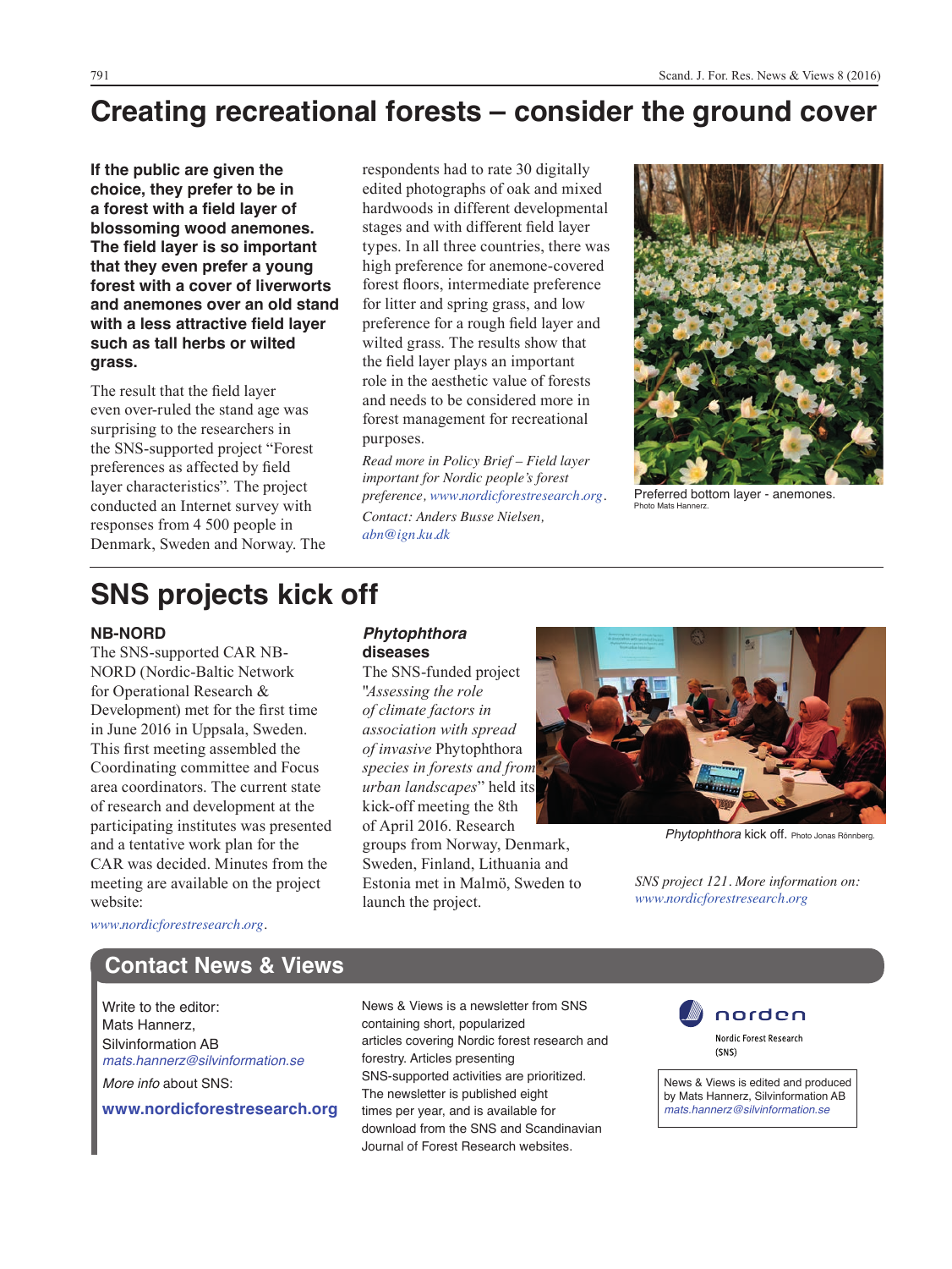# Creating recreational forests – consider the ground cover

**If the public are given the choice, they prefer to be in a forest with a field layer of blossoming wood anemones. The field layer is so important that they even prefer a young forest with a cover of liverworts and anemones over an old stand with a less attractive field layer such as tall herbs or wilted grass.**

The result that the field layer even over-ruled the stand age was surprising to the researchers in the SNS-supported project "Forest preferences as affected by field layer characteristics". The project conducted an Internet survey with responses from 4 500 people in Denmark, Sweden and Norway. The respondents had to rate 30 digitally edited photographs of oak and mixed hardwoods in different developmental stages and with different field layer types. In all three countries, there was high preference for anemone-covered forest floors, intermediate preference for litter and spring grass, and low preference for a rough field layer and wilted grass. The results show that the field layer plays an important role in the aesthetic value of forests and needs to be considered more in forest management for recreational purposes.

*Read more in Policy Brief – Field layer important for Nordic people's forest preference, www.nordicforestresearch.org.*

*Contact: Anders Busse Nielsen, abn@ign.ku.dk*

Preferred bottom layer - anemones. Photo Mats Hannerz.

# SNS projects kick off

### NB-NORD

The SNS-supported CAR NB-NORD (Nordic-Baltic Network for Operational Research & Development) met for the first time in June 2016 in Uppsala, Sweden. This first meeting assembled the Coordinating committee and Focus area coordinators. The current state of research and development at the participating institutes was presented and a tentative work plan for the CAR was decided. Minutes from the meeting are available on the project website:

*www.nordicforestresearch.org.*

### *Phytophthora* diseases

The SNS-funded project *"Assessing the role of climate factors in association with spread of invasive* Phytophthora *species in forests and from urban landscapes*" held its kick-off meeting the 8th of April 2016. Research groups from Norway, Denmark, Sweden, Finland, Lithuania and Estonia met in Malmö, Sweden to launch the project.

*Phytophthora* kick off. Photo Jonas Rönnberg.

*SNS project 121. More information on: www.nordicforestresearch.org*

## Contact News & Views

Write to the editor:
Mats Hannerz,
Silvinformation AB
*mats.hannerz@silvinformation.se*

*More info* about SNS:

**www.nordicforestresearch.org**

News & Views is a newsletter from SNS containing short, popularized articles covering Nordic forest research and forestry. Articles presenting SNS-supported activities are prioritized. The newsletter is published eight times per year, and is available for download from the SNS and Scandinavian Journal of Forest Research websites.

norden
Nordic Forest Research (SNS)

News & Views is edited and produced by Mats Hannerz, Silvinformation AB *mats.hannerz@silvinformation.se*